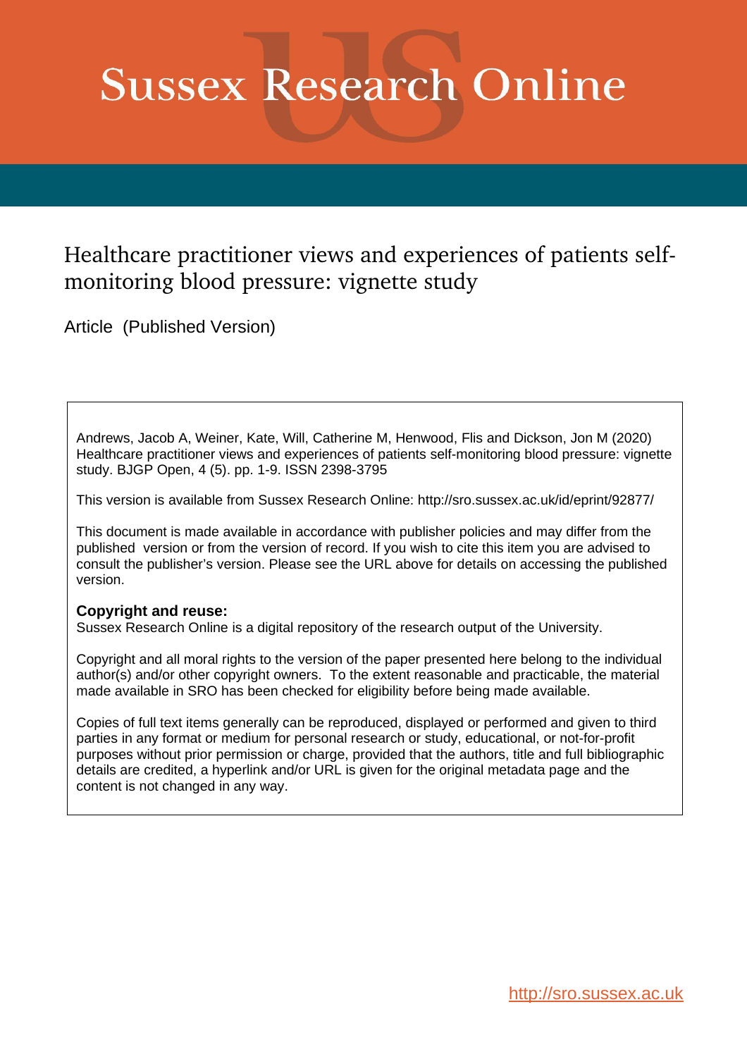# Sussex Research Online

## Healthcare practitioner views and experiences of patients self-monitoring blood pressure: vignette study

Article (Published Version)

Andrews, Jacob A, Weiner, Kate, Will, Catherine M, Henwood, Flis and Dickson, Jon M (2020) Healthcare practitioner views and experiences of patients self-monitoring blood pressure: vignette study. BJGP Open, 4 (5). pp. 1-9. ISSN 2398-3795

This version is available from Sussex Research Online: http://sro.sussex.ac.uk/id/eprint/92877/

This document is made available in accordance with publisher policies and may differ from the published version or from the version of record. If you wish to cite this item you are advised to consult the publisher's version. Please see the URL above for details on accessing the published version.

**Copyright and reuse:**
Sussex Research Online is a digital repository of the research output of the University.

Copyright and all moral rights to the version of the paper presented here belong to the individual author(s) and/or other copyright owners. To the extent reasonable and practicable, the material made available in SRO has been checked for eligibility before being made available.

Copies of full text items generally can be reproduced, displayed or performed and given to third parties in any format or medium for personal research or study, educational, or not-for-profit purposes without prior permission or charge, provided that the authors, title and full bibliographic details are credited, a hyperlink and/or URL is given for the original metadata page and the content is not changed in any way.

http://sro.sussex.ac.uk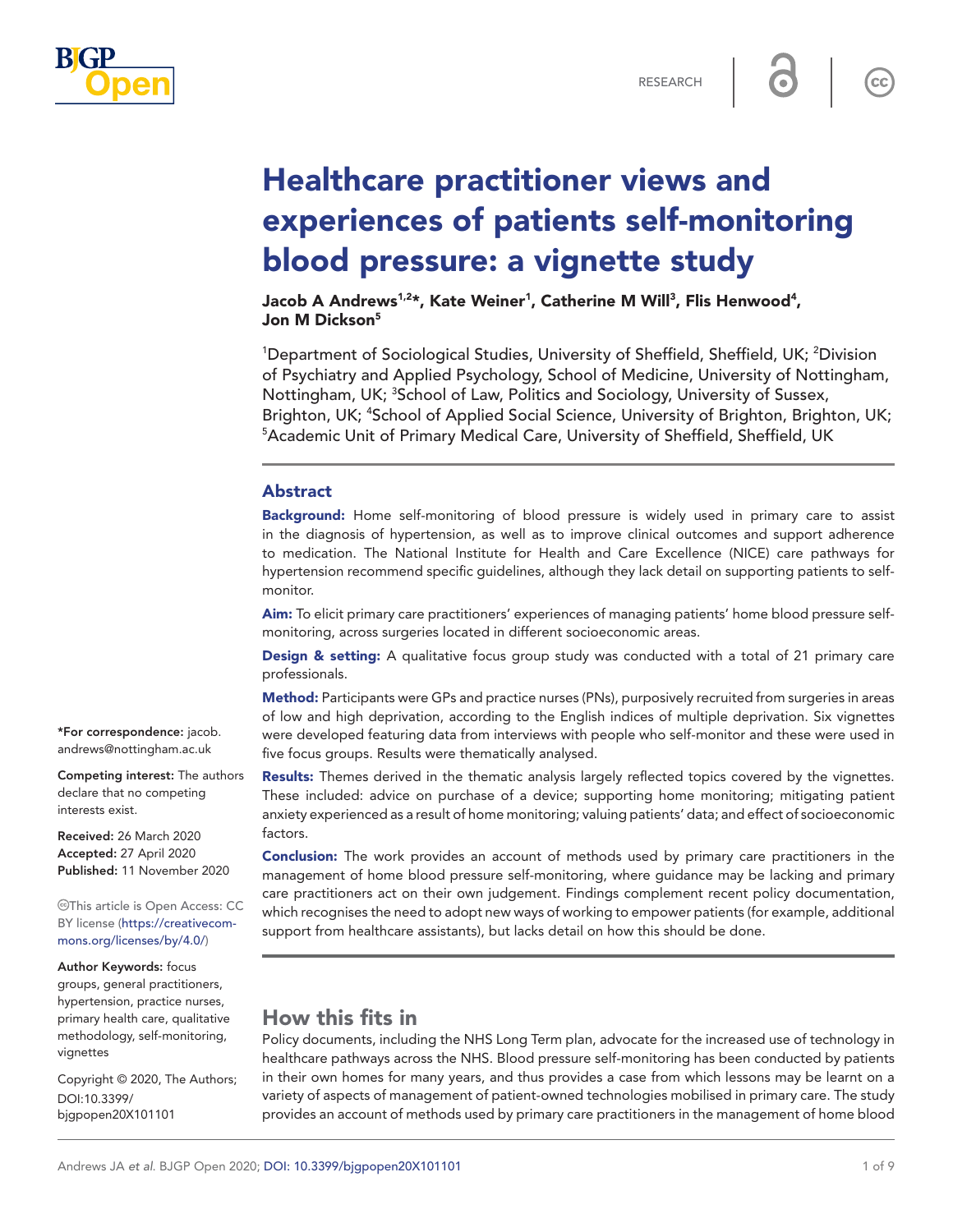# Healthcare practitioner views and experiences of patients self-monitoring blood pressure: a vignette study

**Jacob A Andrews[1,2]*, Kate Weiner[1], Catherine M Will[3], Flis Henwood[4], Jon M Dickson[5]**

[1]Department of Sociological Studies, University of Sheffield, Sheffield, UK; [2]Division of Psychiatry and Applied Psychology, School of Medicine, University of Nottingham, Nottingham, UK; [3]School of Law, Politics and Sociology, University of Sussex, Brighton, UK; [4]School of Applied Social Science, University of Brighton, Brighton, UK; [5]Academic Unit of Primary Medical Care, University of Sheffield, Sheffield, UK

## Abstract

**Background:** Home self-monitoring of blood pressure is widely used in primary care to assist in the diagnosis of hypertension, as well as to improve clinical outcomes and support adherence to medication. The National Institute for Health and Care Excellence (NICE) care pathways for hypertension recommend specific guidelines, although they lack detail on supporting patients to self-monitor.

**Aim:** To elicit primary care practitioners' experiences of managing patients' home blood pressure self-monitoring, across surgeries located in different socioeconomic areas.

**Design & setting:** A qualitative focus group study was conducted with a total of 21 primary care professionals.

**Method:** Participants were GPs and practice nurses (PNs), purposively recruited from surgeries in areas of low and high deprivation, according to the English indices of multiple deprivation. Six vignettes were developed featuring data from interviews with people who self-monitor and these were used in five focus groups. Results were thematically analysed.

**Results:** Themes derived in the thematic analysis largely reflected topics covered by the vignettes. These included: advice on purchase of a device; supporting home monitoring; mitigating patient anxiety experienced as a result of home monitoring; valuing patients' data; and effect of socioeconomic factors.

**Conclusion:** The work provides an account of methods used by primary care practitioners in the management of home blood pressure self-monitoring, where guidance may be lacking and primary care practitioners act on their own judgement. Findings complement recent policy documentation, which recognises the need to adopt new ways of working to empower patients (for example, additional support from healthcare assistants), but lacks detail on how this should be done.

*For correspondence: jacob.andrews@nottingham.ac.uk

**Competing interest:** The authors declare that no competing interests exist.

**Received:** 26 March 2020
**Accepted:** 27 April 2020
**Published:** 11 November 2020

This article is Open Access: CC BY license (https://creativecommons.org/licenses/by/4.0/)

**Author Keywords:** focus groups, general practitioners, hypertension, practice nurses, primary health care, qualitative methodology, self-monitoring, vignettes

Copyright © 2020, The Authors; DOI:10.3399/bjgpopen20X101101

## How this fits in

Policy documents, including the NHS Long Term plan, advocate for the increased use of technology in healthcare pathways across the NHS. Blood pressure self-monitoring has been conducted by patients in their own homes for many years, and thus provides a case from which lessons may be learnt on a variety of aspects of management of patient-owned technologies mobilised in primary care. The study provides an account of methods used by primary care practitioners in the management of home blood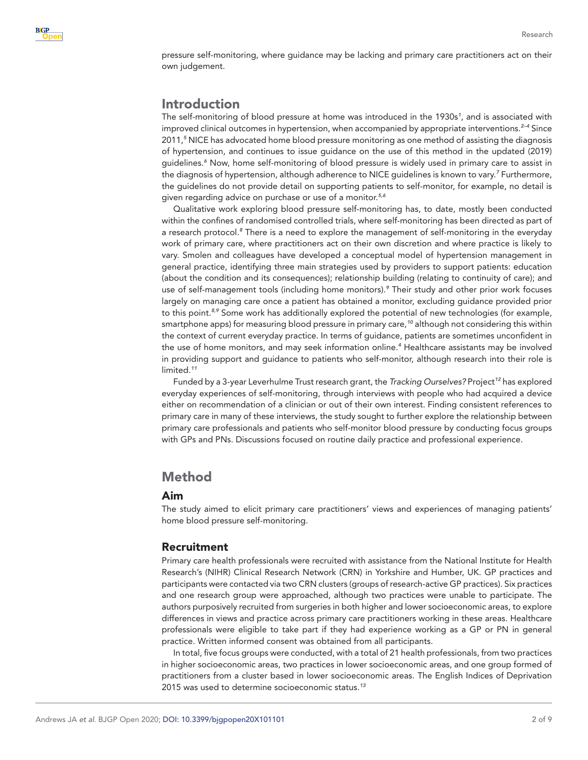pressure self-monitoring, where guidance may be lacking and primary care practitioners act on their own judgement.

## Introduction

The self-monitoring of blood pressure at home was introduced in the 1930s[1], and is associated with improved clinical outcomes in hypertension, when accompanied by appropriate interventions.[2–4] Since 2011,[5] NICE has advocated home blood pressure monitoring as one method of assisting the diagnosis of hypertension, and continues to issue guidance on the use of this method in the updated (2019) guidelines.[6] Now, home self-monitoring of blood pressure is widely used in primary care to assist in the diagnosis of hypertension, although adherence to NICE guidelines is known to vary.[7] Furthermore, the guidelines do not provide detail on supporting patients to self-monitor, for example, no detail is given regarding advice on purchase or use of a monitor.[5,6]

Qualitative work exploring blood pressure self-monitoring has, to date, mostly been conducted within the confines of randomised controlled trials, where self-monitoring has been directed as part of a research protocol.[8] There is a need to explore the management of self-monitoring in the everyday work of primary care, where practitioners act on their own discretion and where practice is likely to vary. Smolen and colleagues have developed a conceptual model of hypertension management in general practice, identifying three main strategies used by providers to support patients: education (about the condition and its consequences); relationship building (relating to continuity of care); and use of self-management tools (including home monitors).[9] Their study and other prior work focuses largely on managing care once a patient has obtained a monitor, excluding guidance provided prior to this point.[8,9] Some work has additionally explored the potential of new technologies (for example, smartphone apps) for measuring blood pressure in primary care,[10] although not considering this within the context of current everyday practice. In terms of guidance, patients are sometimes unconfident in the use of home monitors, and may seek information online.[4] Healthcare assistants may be involved in providing support and guidance to patients who self-monitor, although research into their role is limited.[11]

Funded by a 3-year Leverhulme Trust research grant, the *Tracking Ourselves?* Project[12] has explored everyday experiences of self-monitoring, through interviews with people who had acquired a device either on recommendation of a clinician or out of their own interest. Finding consistent references to primary care in many of these interviews, the study sought to further explore the relationship between primary care professionals and patients who self-monitor blood pressure by conducting focus groups with GPs and PNs. Discussions focused on routine daily practice and professional experience.

## Method

### Aim

The study aimed to elicit primary care practitioners' views and experiences of managing patients' home blood pressure self-monitoring.

### Recruitment

Primary care health professionals were recruited with assistance from the National Institute for Health Research's (NIHR) Clinical Research Network (CRN) in Yorkshire and Humber, UK. GP practices and participants were contacted via two CRN clusters (groups of research-active GP practices). Six practices and one research group were approached, although two practices were unable to participate. The authors purposively recruited from surgeries in both higher and lower socioeconomic areas, to explore differences in views and practice across primary care practitioners working in these areas. Healthcare professionals were eligible to take part if they had experience working as a GP or PN in general practice. Written informed consent was obtained from all participants.

In total, five focus groups were conducted, with a total of 21 health professionals, from two practices in higher socioeconomic areas, two practices in lower socioeconomic areas, and one group formed of practitioners from a cluster based in lower socioeconomic areas. The English Indices of Deprivation 2015 was used to determine socioeconomic status.[13]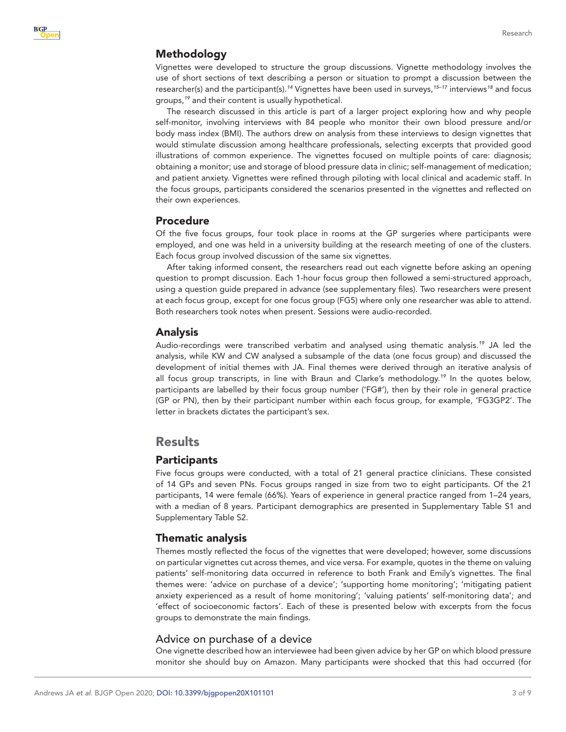## Methodology

Vignettes were developed to structure the group discussions. Vignette methodology involves the use of short sections of text describing a person or situation to prompt a discussion between the researcher(s) and the participant(s).[14] Vignettes have been used in surveys,[15–17] interviews[18] and focus groups,[19] and their content is usually hypothetical.

The research discussed in this article is part of a larger project exploring how and why people self-monitor, involving interviews with 84 people who monitor their own blood pressure and/or body mass index (BMI). The authors drew on analysis from these interviews to design vignettes that would stimulate discussion among healthcare professionals, selecting excerpts that provided good illustrations of common experience. The vignettes focused on multiple points of care: diagnosis; obtaining a monitor; use and storage of blood pressure data in clinic; self-management of medication; and patient anxiety. Vignettes were refined through piloting with local clinical and academic staff. In the focus groups, participants considered the scenarios presented in the vignettes and reflected on their own experiences.

## Procedure

Of the five focus groups, four took place in rooms at the GP surgeries where participants were employed, and one was held in a university building at the research meeting of one of the clusters. Each focus group involved discussion of the same six vignettes.

After taking informed consent, the researchers read out each vignette before asking an opening question to prompt discussion. Each 1-hour focus group then followed a semi-structured approach, using a question guide prepared in advance (see supplementary files). Two researchers were present at each focus group, except for one focus group (FG5) where only one researcher was able to attend. Both researchers took notes when present. Sessions were audio-recorded.

## Analysis

Audio-recordings were transcribed verbatim and analysed using thematic analysis.[19] JA led the analysis, while KW and CW analysed a subsample of the data (one focus group) and discussed the development of initial themes with JA. Final themes were derived through an iterative analysis of all focus group transcripts, in line with Braun and Clarke's methodology.[19] In the quotes below, participants are labelled by their focus group number ('FG#'), then by their role in general practice (GP or PN), then by their participant number within each focus group, for example, 'FG3GP2'. The letter in brackets dictates the participant's sex.

# Results

## Participants

Five focus groups were conducted, with a total of 21 general practice clinicians. These consisted of 14 GPs and seven PNs. Focus groups ranged in size from two to eight participants. Of the 21 participants, 14 were female (66%). Years of experience in general practice ranged from 1–24 years, with a median of 8 years. Participant demographics are presented in Supplementary Table S1 and Supplementary Table S2.

## Thematic analysis

Themes mostly reflected the focus of the vignettes that were developed; however, some discussions on particular vignettes cut across themes, and vice versa. For example, quotes in the theme on valuing patients' self-monitoring data occurred in reference to both Frank and Emily's vignettes. The final themes were: 'advice on purchase of a device'; 'supporting home monitoring'; 'mitigating patient anxiety experienced as a result of home monitoring'; 'valuing patients' self-monitoring data'; and 'effect of socioeconomic factors'. Each of these is presented below with excerpts from the focus groups to demonstrate the main findings.

### Advice on purchase of a device

One vignette described how an interviewee had been given advice by her GP on which blood pressure monitor she should buy on Amazon. Many participants were shocked that this had occurred (for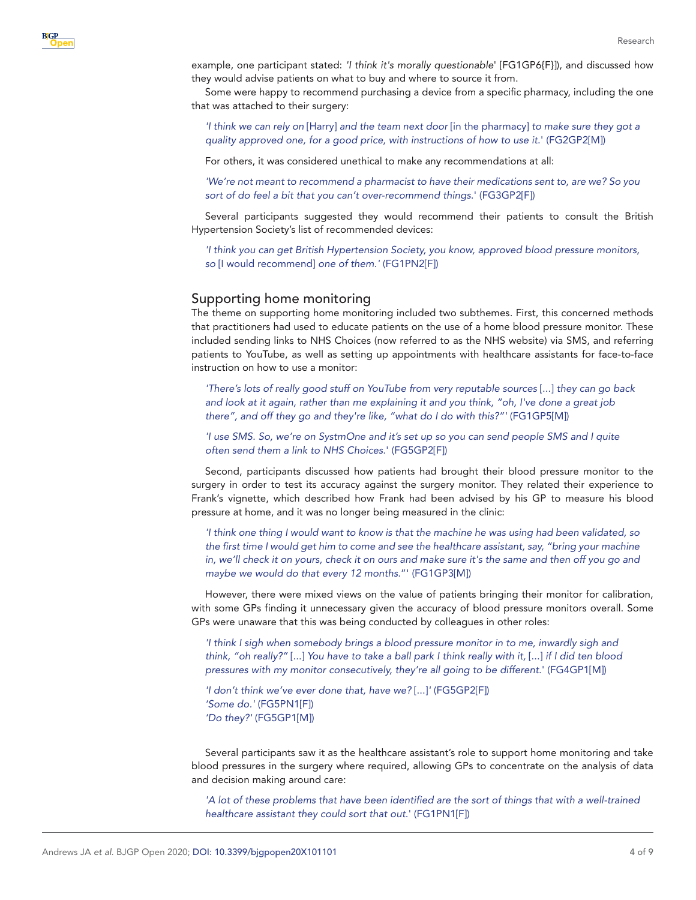example, one participant stated: *'I think it's morally questionable*' [FG1GP6{F}]), and discussed how they would advise patients on what to buy and where to source it from.

Some were happy to recommend purchasing a device from a specific pharmacy, including the one that was attached to their surgery:

> *'I think we can rely on* [Harry] *and the team next door* [in the pharmacy] *to make sure they got a quality approved one, for a good price, with instructions of how to use it.*' (FG2GP2[M])

For others, it was considered unethical to make any recommendations at all:

> *'We're not meant to recommend a pharmacist to have their medications sent to, are we? So you sort of do feel a bit that you can't over-recommend things.*' (FG3GP2[F])

Several participants suggested they would recommend their patients to consult the British Hypertension Society's list of recommended devices:

> *'I think you can get British Hypertension Society, you know, approved blood pressure monitors, so* [I would recommend] *one of them.'* (FG1PN2[F])

## Supporting home monitoring

The theme on supporting home monitoring included two subthemes. First, this concerned methods that practitioners had used to educate patients on the use of a home blood pressure monitor. These included sending links to NHS Choices (now referred to as the NHS website) via SMS, and referring patients to YouTube, as well as setting up appointments with healthcare assistants for face-to-face instruction on how to use a monitor:

> *'There's lots of really good stuff on YouTube from very reputable sources* [...] *they can go back and look at it again, rather than me explaining it and you think, "oh, I've done a great job there", and off they go and they're like, "what do I do with this?"'* (FG1GP5[M])

> *'I use SMS. So, we're on SystmOne and it's set up so you can send people SMS and I quite often send them a link to NHS Choices.*' (FG5GP2[F])

Second, participants discussed how patients had brought their blood pressure monitor to the surgery in order to test its accuracy against the surgery monitor. They related their experience to Frank's vignette, which described how Frank had been advised by his GP to measure his blood pressure at home, and it was no longer being measured in the clinic:

> *'I think one thing I would want to know is that the machine he was using had been validated, so the first time I would get him to come and see the healthcare assistant, say, "bring your machine in, we'll check it on yours, check it on ours and make sure it's the same and then off you go and maybe we would do that every 12 months."*' (FG1GP3[M])

However, there were mixed views on the value of patients bringing their monitor for calibration, with some GPs finding it unnecessary given the accuracy of blood pressure monitors overall. Some GPs were unaware that this was being conducted by colleagues in other roles:

> *'I think I sigh when somebody brings a blood pressure monitor in to me, inwardly sigh and think, "oh really?"* [...] *You have to take a ball park I think really with it,* [...] *if I did ten blood pressures with my monitor consecutively, they're all going to be different.*' (FG4GP1[M])

> *'I don't think we've ever done that, have we?* [...]' (FG5GP2[F])
> *'Some do.'* (FG5PN1[F])
> *'Do they?'* (FG5GP1[M])

Several participants saw it as the healthcare assistant's role to support home monitoring and take blood pressures in the surgery where required, allowing GPs to concentrate on the analysis of data and decision making around care:

> *'A lot of these problems that have been identified are the sort of things that with a well-trained healthcare assistant they could sort that out.*' (FG1PN1[F])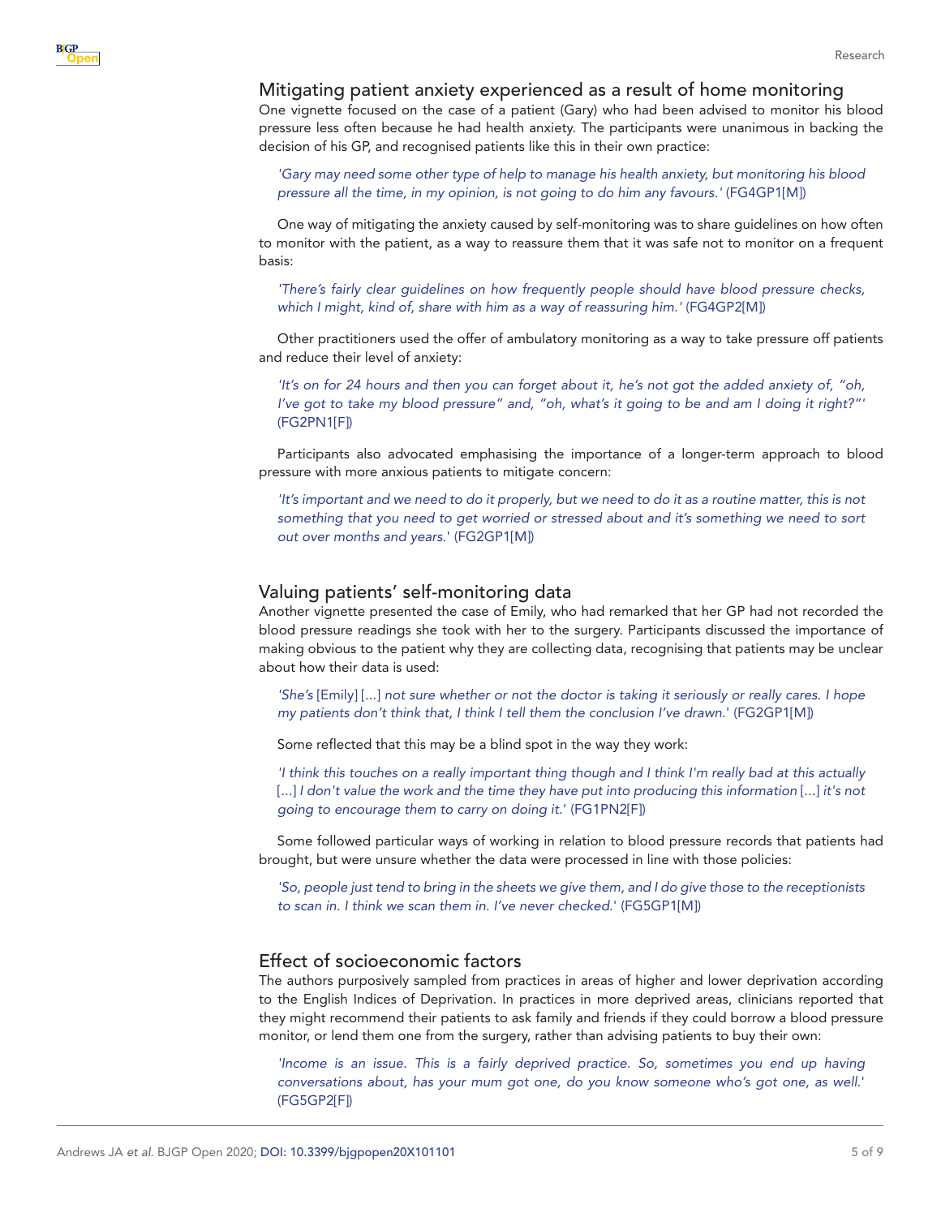## Mitigating patient anxiety experienced as a result of home monitoring

One vignette focused on the case of a patient (Gary) who had been advised to monitor his blood pressure less often because he had health anxiety. The participants were unanimous in backing the decision of his GP, and recognised patients like this in their own practice:

> *'Gary may need some other type of help to manage his health anxiety, but monitoring his blood pressure all the time, in my opinion, is not going to do him any favours.'* (FG4GP1[M])

One way of mitigating the anxiety caused by self-monitoring was to share guidelines on how often to monitor with the patient, as a way to reassure them that it was safe not to monitor on a frequent basis:

> *'There's fairly clear guidelines on how frequently people should have blood pressure checks, which I might, kind of, share with him as a way of reassuring him.'* (FG4GP2[M])

Other practitioners used the offer of ambulatory monitoring as a way to take pressure off patients and reduce their level of anxiety:

> *'It's on for 24 hours and then you can forget about it, he's not got the added anxiety of, "oh, I've got to take my blood pressure" and, "oh, what's it going to be and am I doing it right?"'* (FG2PN1[F])

Participants also advocated emphasising the importance of a longer-term approach to blood pressure with more anxious patients to mitigate concern:

> *'It's important and we need to do it properly, but we need to do it as a routine matter, this is not something that you need to get worried or stressed about and it's something we need to sort out over months and years.'* (FG2GP1[M])

## Valuing patients' self-monitoring data

Another vignette presented the case of Emily, who had remarked that her GP had not recorded the blood pressure readings she took with her to the surgery. Participants discussed the importance of making obvious to the patient why they are collecting data, recognising that patients may be unclear about how their data is used:

> *'She's* [Emily] [...] *not sure whether or not the doctor is taking it seriously or really cares. I hope my patients don't think that, I think I tell them the conclusion I've drawn.'* (FG2GP1[M])

Some reflected that this may be a blind spot in the way they work:

> *'I think this touches on a really important thing though and I think I'm really bad at this actually* [...] *I don't value the work and the time they have put into producing this information* [...] *it's not going to encourage them to carry on doing it.'* (FG1PN2[F])

Some followed particular ways of working in relation to blood pressure records that patients had brought, but were unsure whether the data were processed in line with those policies:

> *'So, people just tend to bring in the sheets we give them, and I do give those to the receptionists to scan in. I think we scan them in. I've never checked.'* (FG5GP1[M])

## Effect of socioeconomic factors

The authors purposively sampled from practices in areas of higher and lower deprivation according to the English Indices of Deprivation. In practices in more deprived areas, clinicians reported that they might recommend their patients to ask family and friends if they could borrow a blood pressure monitor, or lend them one from the surgery, rather than advising patients to buy their own:

> *'Income is an issue. This is a fairly deprived practice. So, sometimes you end up having conversations about, has your mum got one, do you know someone who's got one, as well.'* (FG5GP2[F])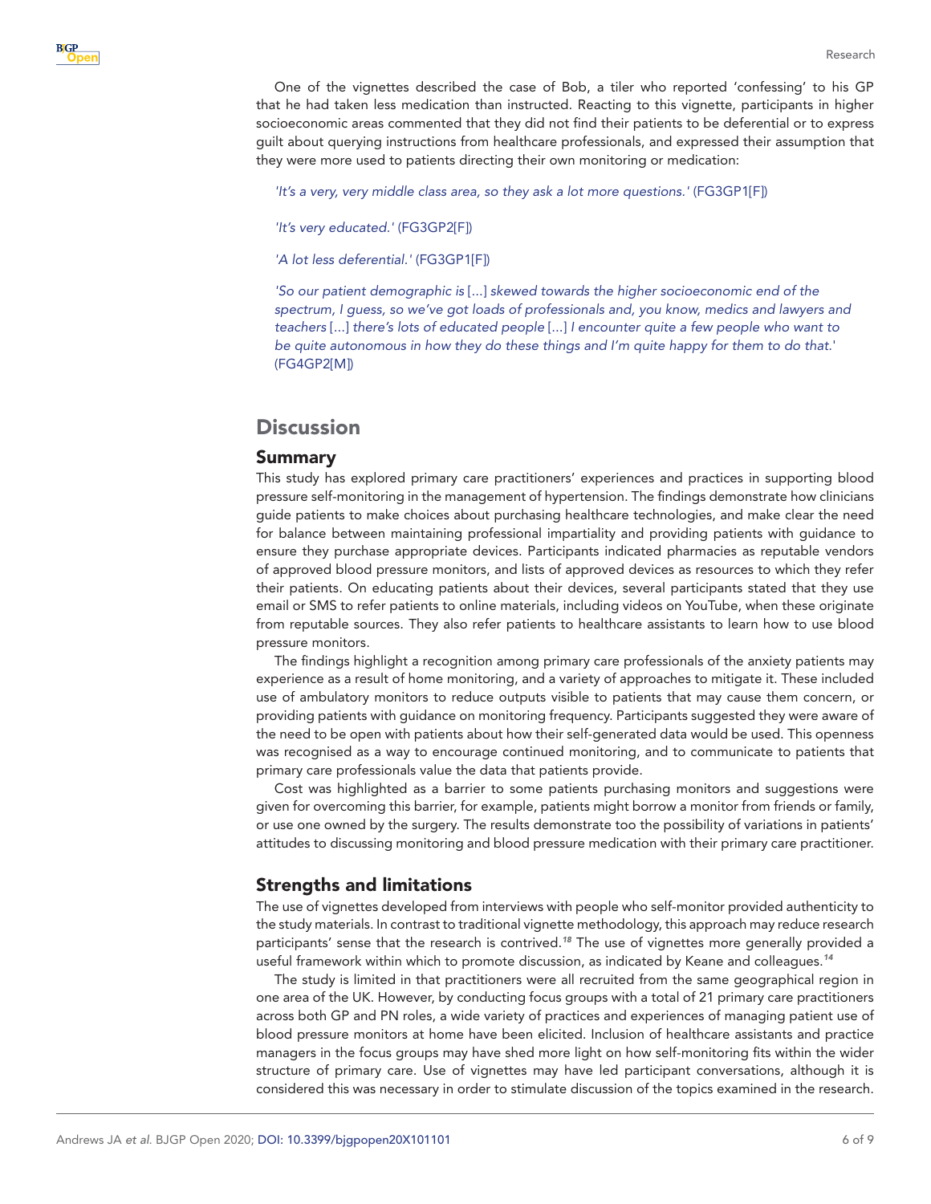One of the vignettes described the case of Bob, a tiler who reported 'confessing' to his GP that he had taken less medication than instructed. Reacting to this vignette, participants in higher socioeconomic areas commented that they did not find their patients to be deferential or to express guilt about querying instructions from healthcare professionals, and expressed their assumption that they were more used to patients directing their own monitoring or medication:

> *'It's a very, very middle class area, so they ask a lot more questions.'* (FG3GP1[F])

> *'It's very educated.'* (FG3GP2[F])

> *'A lot less deferential.'* (FG3GP1[F])

> *'So our patient demographic is* [...] *skewed towards the higher socioeconomic end of the spectrum, I guess, so we've got loads of professionals and, you know, medics and lawyers and teachers* [...] *there's lots of educated people* [...] *I encounter quite a few people who want to be quite autonomous in how they do these things and I'm quite happy for them to do that.*' (FG4GP2[M])

# Discussion

## Summary

This study has explored primary care practitioners' experiences and practices in supporting blood pressure self-monitoring in the management of hypertension. The findings demonstrate how clinicians guide patients to make choices about purchasing healthcare technologies, and make clear the need for balance between maintaining professional impartiality and providing patients with guidance to ensure they purchase appropriate devices. Participants indicated pharmacies as reputable vendors of approved blood pressure monitors, and lists of approved devices as resources to which they refer their patients. On educating patients about their devices, several participants stated that they use email or SMS to refer patients to online materials, including videos on YouTube, when these originate from reputable sources. They also refer patients to healthcare assistants to learn how to use blood pressure monitors.

The findings highlight a recognition among primary care professionals of the anxiety patients may experience as a result of home monitoring, and a variety of approaches to mitigate it. These included use of ambulatory monitors to reduce outputs visible to patients that may cause them concern, or providing patients with guidance on monitoring frequency. Participants suggested they were aware of the need to be open with patients about how their self-generated data would be used. This openness was recognised as a way to encourage continued monitoring, and to communicate to patients that primary care professionals value the data that patients provide.

Cost was highlighted as a barrier to some patients purchasing monitors and suggestions were given for overcoming this barrier, for example, patients might borrow a monitor from friends or family, or use one owned by the surgery. The results demonstrate too the possibility of variations in patients' attitudes to discussing monitoring and blood pressure medication with their primary care practitioner.

## Strengths and limitations

The use of vignettes developed from interviews with people who self-monitor provided authenticity to the study materials. In contrast to traditional vignette methodology, this approach may reduce research participants' sense that the research is contrived.[18] The use of vignettes more generally provided a useful framework within which to promote discussion, as indicated by Keane and colleagues.[14]

The study is limited in that practitioners were all recruited from the same geographical region in one area of the UK. However, by conducting focus groups with a total of 21 primary care practitioners across both GP and PN roles, a wide variety of practices and experiences of managing patient use of blood pressure monitors at home have been elicited. Inclusion of healthcare assistants and practice managers in the focus groups may have shed more light on how self-monitoring fits within the wider structure of primary care. Use of vignettes may have led participant conversations, although it is considered this was necessary in order to stimulate discussion of the topics examined in the research.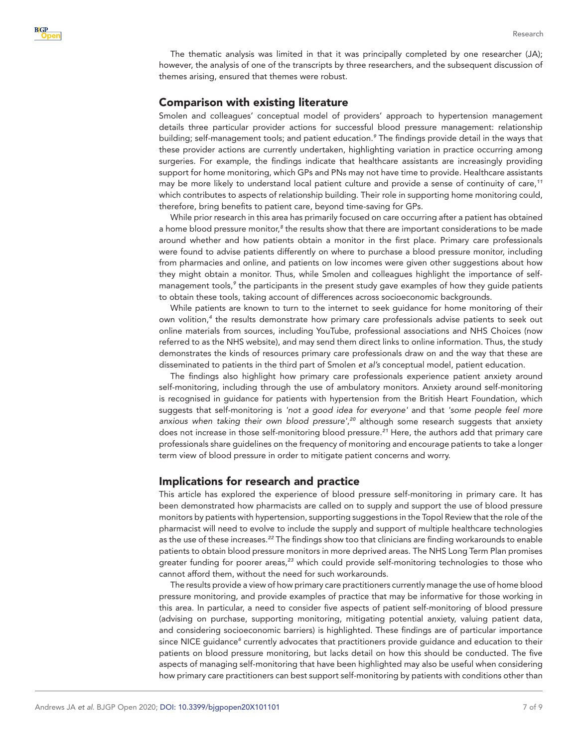The thematic analysis was limited in that it was principally completed by one researcher (JA); however, the analysis of one of the transcripts by three researchers, and the subsequent discussion of themes arising, ensured that themes were robust.

## Comparison with existing literature

Smolen and colleagues' conceptual model of providers' approach to hypertension management details three particular provider actions for successful blood pressure management: relationship building; self-management tools; and patient education.[9] The findings provide detail in the ways that these provider actions are currently undertaken, highlighting variation in practice occurring among surgeries. For example, the findings indicate that healthcare assistants are increasingly providing support for home monitoring, which GPs and PNs may not have time to provide. Healthcare assistants may be more likely to understand local patient culture and provide a sense of continuity of care,[11] which contributes to aspects of relationship building. Their role in supporting home monitoring could, therefore, bring benefits to patient care, beyond time-saving for GPs.

While prior research in this area has primarily focused on care occurring after a patient has obtained a home blood pressure monitor,[8] the results show that there are important considerations to be made around whether and how patients obtain a monitor in the first place. Primary care professionals were found to advise patients differently on where to purchase a blood pressure monitor, including from pharmacies and online, and patients on low incomes were given other suggestions about how they might obtain a monitor. Thus, while Smolen and colleagues highlight the importance of self-management tools,[9] the participants in the present study gave examples of how they guide patients to obtain these tools, taking account of differences across socioeconomic backgrounds.

While patients are known to turn to the internet to seek guidance for home monitoring of their own volition,[4] the results demonstrate how primary care professionals advise patients to seek out online materials from sources, including YouTube, professional associations and NHS Choices (now referred to as the NHS website), and may send them direct links to online information. Thus, the study demonstrates the kinds of resources primary care professionals draw on and the way that these are disseminated to patients in the third part of Smolen *et al's* conceptual model, patient education.

The findings also highlight how primary care professionals experience patient anxiety around self-monitoring, including through the use of ambulatory monitors. Anxiety around self-monitoring is recognised in guidance for patients with hypertension from the British Heart Foundation, which suggests that self-monitoring is *'not a good idea for everyone'* and that *'some people feel more anxious when taking their own blood pressure'*,[20] although some research suggests that anxiety does not increase in those self-monitoring blood pressure.[21] Here, the authors add that primary care professionals share guidelines on the frequency of monitoring and encourage patients to take a longer term view of blood pressure in order to mitigate patient concerns and worry.

## Implications for research and practice

This article has explored the experience of blood pressure self-monitoring in primary care. It has been demonstrated how pharmacists are called on to supply and support the use of blood pressure monitors by patients with hypertension, supporting suggestions in the Topol Review that the role of the pharmacist will need to evolve to include the supply and support of multiple healthcare technologies as the use of these increases.[22] The findings show too that clinicians are finding workarounds to enable patients to obtain blood pressure monitors in more deprived areas. The NHS Long Term Plan promises greater funding for poorer areas,[23] which could provide self-monitoring technologies to those who cannot afford them, without the need for such workarounds.

The results provide a view of how primary care practitioners currently manage the use of home blood pressure monitoring, and provide examples of practice that may be informative for those working in this area. In particular, a need to consider five aspects of patient self-monitoring of blood pressure (advising on purchase, supporting monitoring, mitigating potential anxiety, valuing patient data, and considering socioeconomic barriers) is highlighted. These findings are of particular importance since NICE guidance[6] currently advocates that practitioners provide guidance and education to their patients on blood pressure monitoring, but lacks detail on how this should be conducted. The five aspects of managing self-monitoring that have been highlighted may also be useful when considering how primary care practitioners can best support self-monitoring by patients with conditions other than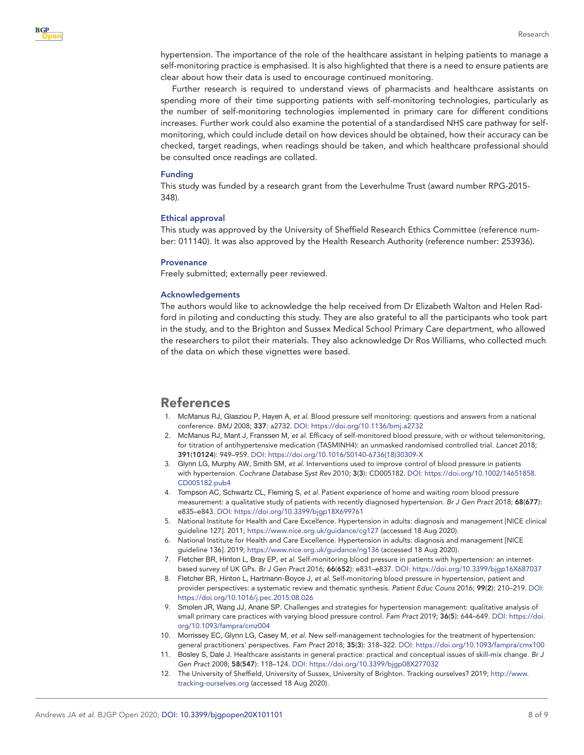hypertension. The importance of the role of the healthcare assistant in helping patients to manage a self-monitoring practice is emphasised. It is also highlighted that there is a need to ensure patients are clear about how their data is used to encourage continued monitoring.

Further research is required to understand views of pharmacists and healthcare assistants on spending more of their time supporting patients with self-monitoring technologies, particularly as the number of self-monitoring technologies implemented in primary care for different conditions increases. Further work could also examine the potential of a standardised NHS care pathway for self-monitoring, which could include detail on how devices should be obtained, how their accuracy can be checked, target readings, when readings should be taken, and which healthcare professional should be consulted once readings are collated.

### Funding

This study was funded by a research grant from the Leverhulme Trust (award number RPG-2015-348).

### Ethical approval

This study was approved by the University of Sheffield Research Ethics Committee (reference number: 011140). It was also approved by the Health Research Authority (reference number: 253936).

### Provenance

Freely submitted; externally peer reviewed.

### Acknowledgements

The authors would like to acknowledge the help received from Dr Elizabeth Walton and Helen Radford in piloting and conducting this study. They are also grateful to all the participants who took part in the study, and to the Brighton and Sussex Medical School Primary Care department, who allowed the researchers to pilot their materials. They also acknowledge Dr Ros Williams, who collected much of the data on which these vignettes were based.

## References

1. McManus RJ, Glasziou P, Hayen A, *et al*. Blood pressure self monitoring: questions and answers from a national conference. *BMJ* 2008; **337**: a2732. DOI: https://doi.org/10.1136/bmj.a2732
2. McManus RJ, Mant J, Franssen M, *et al*. Efficacy of self-monitored blood pressure, with or without telemonitoring, for titration of antihypertensive medication (TASMINH4): an unmasked randomised controlled trial. *Lancet* 2018; **391**(**10124**): 949–959. DOI: https://doi.org/10.1016/S0140-6736(18)30309-X
3. Glynn LG, Murphy AW, Smith SM, *et al*. Interventions used to improve control of blood pressure in patients with hypertension. *Cochrane Database Syst Rev* 2010; **3**(**3**): CD005182. DOI: https://doi.org/10.1002/14651858.CD005182.pub4
4. Tompson AC, Schwartz CL, Fleming S, *et al*. Patient experience of home and waiting room blood pressure measurement: a qualitative study of patients with recently diagnosed hypertension. *Br J Gen Pract* 2018; **68**(**677**): e835–e843. DOI: https://doi.org/10.3399/bjgp18X699761
5. National Institute for Health and Care Excellence. Hypertension in adults: diagnosis and management [NICE clinical guideline 127]. 2011; https://www.nice.org.uk/guidance/cg127 (accessed 18 Aug 2020).
6. National Institute for Health and Care Excellence. Hypertension in adults: diagnosis and management [NICE guideline 136]. 2019; https://www.nice.org.uk/guidance/ng136 (accessed 18 Aug 2020).
7. Fletcher BR, Hinton L, Bray EP, *et al*. Self-monitoring blood pressure in patients with hypertension: an internet-based survey of UK GPs. *Br J Gen Pract* 2016; **66**(**652**): e831–e837. DOI: https://doi.org/10.3399/bjgp16X687037
8. Fletcher BR, Hinton L, Hartmann-Boyce J, *et al*. Self-monitoring blood pressure in hypertension, patient and provider perspectives: a systematic review and thematic synthesis. *Patient Educ Couns* 2016; **99**(**2**): 210–219. DOI: https://doi.org/10.1016/j.pec.2015.08.026
9. Smolen JR, Wang JJ, Anane SP. Challenges and strategies for hypertension management: qualitative analysis of small primary care practices with varying blood pressure control. *Fam Pract* 2019; **36**(**5**): 644–649. DOI: https://doi.org/10.1093/fampra/cmz004
10. Morrissey EC, Glynn LG, Casey M, *et al*. New self-management technologies for the treatment of hypertension: general practitioners' perspectives. *Fam Pract* 2018; **35**(**3**): 318–322. DOI: https://doi.org/10.1093/fampra/cmx100
11. Bosley S, Dale J. Healthcare assistants in general practice: practical and conceptual issues of skill-mix change. *Br J Gen Pract* 2008; **58**(**547**): 118–124. DOI: https://doi.org/10.3399/bjgp08X277032
12. The University of Sheffield, University of Sussex, University of Brighton. Tracking ourselves? 2019; http://www.tracking-ourselves.org (accessed 18 Aug 2020).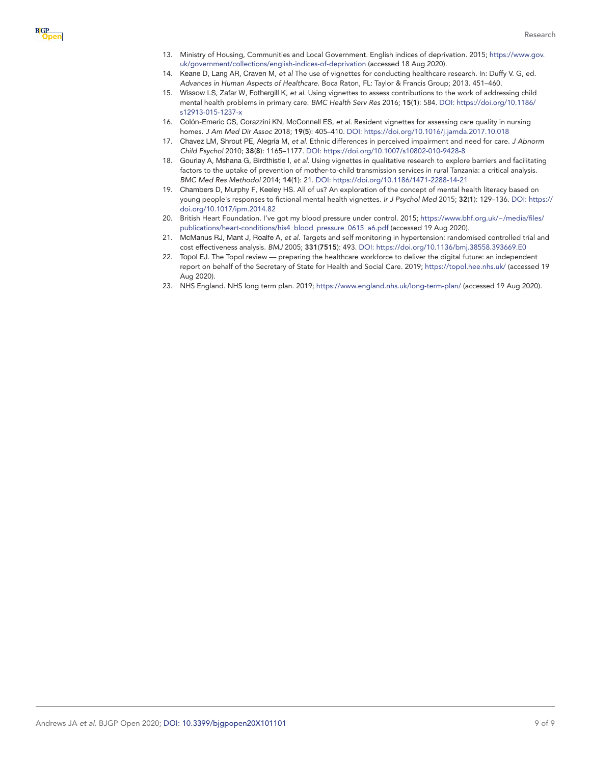13. Ministry of Housing, Communities and Local Government. English indices of deprivation. 2015; https://www.gov.uk/government/collections/english-indices-of-deprivation (accessed 18 Aug 2020).
14. Keane D, Lang AR, Craven M, *et al* The use of vignettes for conducting healthcare research. In: Duffy V. G, ed. *Advances in Human Aspects of Healthcare*. Boca Raton, FL: Taylor & Francis Group; 2013. 451–460.
15. Wissow LS, Zafar W, Fothergill K, *et al*. Using vignettes to assess contributions to the work of addressing child mental health problems in primary care. *BMC Health Serv Res* 2016; **15**(**1**): 584. DOI: https://doi.org/10.1186/s12913-015-1237-x
16. Colón-Emeric CS, Corazzini KN, McConnell ES, *et al*. Resident vignettes for assessing care quality in nursing homes. *J Am Med Dir Assoc* 2018; **19**(**5**): 405–410. DOI: https://doi.org/10.1016/j.jamda.2017.10.018
17. Chavez LM, Shrout PE, Alegría M, *et al*. Ethnic differences in perceived impairment and need for care. *J Abnorm Child Psychol* 2010; **38**(**8**): 1165–1177. DOI: https://doi.org/10.1007/s10802-010-9428-8
18. Gourlay A, Mshana G, Birdthistle I, *et al*. Using vignettes in qualitative research to explore barriers and facilitating factors to the uptake of prevention of mother-to-child transmission services in rural Tanzania: a critical analysis. *BMC Med Res Methodol* 2014; **14**(**1**): 21. DOI: https://doi.org/10.1186/1471-2288-14-21
19. Chambers D, Murphy F, Keeley HS. All of us? An exploration of the concept of mental health literacy based on young people's responses to fictional mental health vignettes. *Ir J Psychol Med* 2015; **32**(**1**): 129–136. DOI: https://doi.org/10.1017/ipm.2014.82
20. British Heart Foundation. I've got my blood pressure under control. 2015; https://www.bhf.org.uk/~/media/files/publications/heart-conditions/his4_blood_pressure_0615_a6.pdf (accessed 19 Aug 2020).
21. McManus RJ, Mant J, Roalfe A, *et al*. Targets and self monitoring in hypertension: randomised controlled trial and cost effectiveness analysis. *BMJ* 2005; **331**(**7515**): 493. DOI: https://doi.org/10.1136/bmj.38558.393669.E0
22. Topol EJ. The Topol review — preparing the healthcare workforce to deliver the digital future: an independent report on behalf of the Secretary of State for Health and Social Care. 2019; https://topol.hee.nhs.uk/ (accessed 19 Aug 2020).
23. NHS England. NHS long term plan. 2019; https://www.england.nhs.uk/long-term-plan/ (accessed 19 Aug 2020).